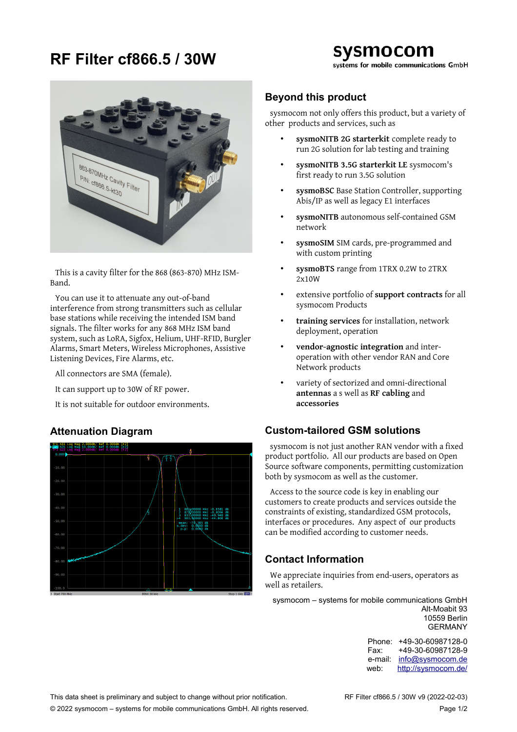# RF Filter cf866.5 / 30W

This is a cavity filter for the 868 (863-870) MHz ISM-Band.

You can use it to attenuate any out-of-band interference from strong transmitters such as cellular base stations while receiving the intended ISM band signals. The filter works for any 868 MHz ISM band system, such as LoRA, Sigfox, Helium, UHF-RFID, Burgler Alarms, Smart Meters, Wireless Microphones, Assistive Listening Devices, Fire Alarms, etc.

All connectors are SMA (female).

It can support up to 30W of RF power.

It is not suitable for outdoor environments.

## Attenuation Diagram

## Beyond this product

sysmocom not only offers this product, but a variety of other products and services, such as

- **sysmoNITB 2G starterkit** complete ready to run 2G solution for lab testing and training
- **sysmoNITB 3.5G starterkit LE** sysmocom's first ready to run 3.5G solution
- **sysmoBSC** Base Station Controller, supporting Abis/IP as well as legacy E1 interfaces
- **sysmoNITB** autonomous self-contained GSM network
- **sysmoSIM** SIM cards, pre-programmed and with custom printing
- **sysmoBTS** range from 1TRX 0.2W to 2TRX 2x10W
- extensive portfolio of **support contracts** for all sysmocom Products
- **training services** for installation, network deployment, operation
- **vendor-agnostic integration** and inter-operation with other vendor RAN and Core Network products
- variety of sectorized and omni-directional **antennas** a s well as **RF cabling** and **accessories**

## Custom-tailored GSM solutions

sysmocom is not just another RAN vendor with a fixed product portfolio. All our products are based on Open Source software components, permitting customization both by sysmocom as well as the customer.

Access to the source code is key in enabling our customers to create products and services outside the constraints of existing, standardized GSM protocols, interfaces or procedures. Any aspect of our products can be modified according to customer needs.

## Contact Information

We appreciate inquiries from end-users, operators as well as retailers.

sysmocom – systems for mobile communications GmbH
Alt-Moabit 93
10559 Berlin
GERMANY

Phone: +49-30-60987128-0
Fax: +49-30-60987128-9
e-mail: info@sysmocom.de
web: http://sysmocom.de/

This data sheet is preliminary and subject to change without prior notification.

© 2022 sysmocom – systems for mobile communications GmbH. All rights reserved.

RF Filter cf866.5 / 30W v9 (2022-02-03)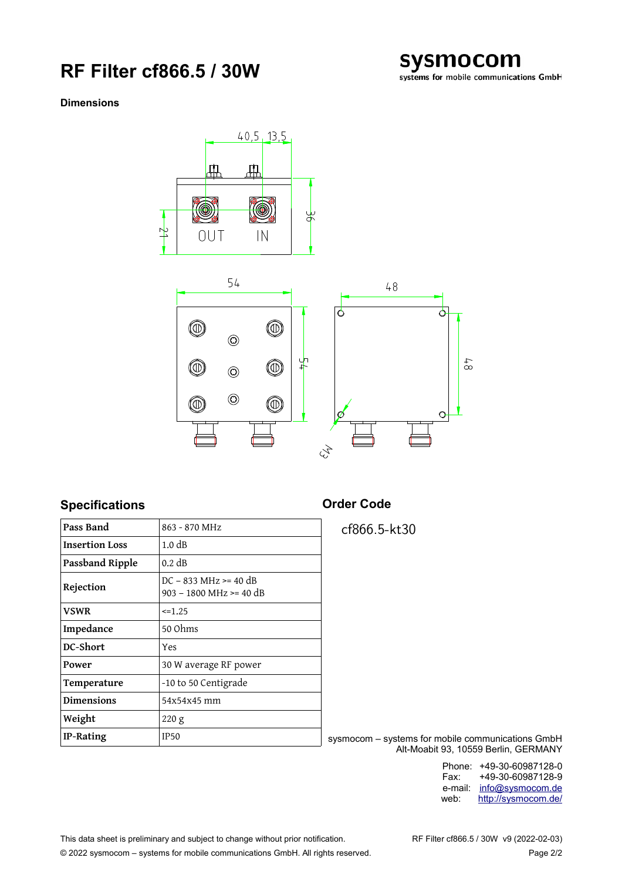# RF Filter cf866.5 / 30W

sysmocom
systems for mobile communications GmbH

**Dimensions**

40,5
13,5
36
21
OUT
IN
54
54
48
48
M3

## Specifications

| | |
|---|---|
| **Pass Band** | 863 - 870 MHz |
| **Insertion Loss** | 1.0 dB |
| **Passband Ripple** | 0.2 dB |
| **Rejection** | DC – 833 MHz >= 40 dB<br>903 – 1800 MHz >= 40 dB |
| **VSWR** | <=1.25 |
| **Impedance** | 50 Ohms |
| **DC-Short** | Yes |
| **Power** | 30 W average RF power |
| **Temperature** | -10 to 50 Centigrade |
| **Dimensions** | 54x54x45 mm |
| **Weight** | 220 g |
| **IP-Rating** | IP50 |

## Order Code

cf866.5-kt30

sysmocom – systems for mobile communications GmbH
Alt-Moabit 93, 10559 Berlin, GERMANY

Phone: +49-30-60987128-0
Fax: +49-30-60987128-9
e-mail: info@sysmocom.de
web: http://sysmocom.de/

This data sheet is preliminary and subject to change without prior notification.
© 2022 sysmocom – systems for mobile communications GmbH. All rights reserved.

RF Filter cf866.5 / 30W v9 (2022-02-03)